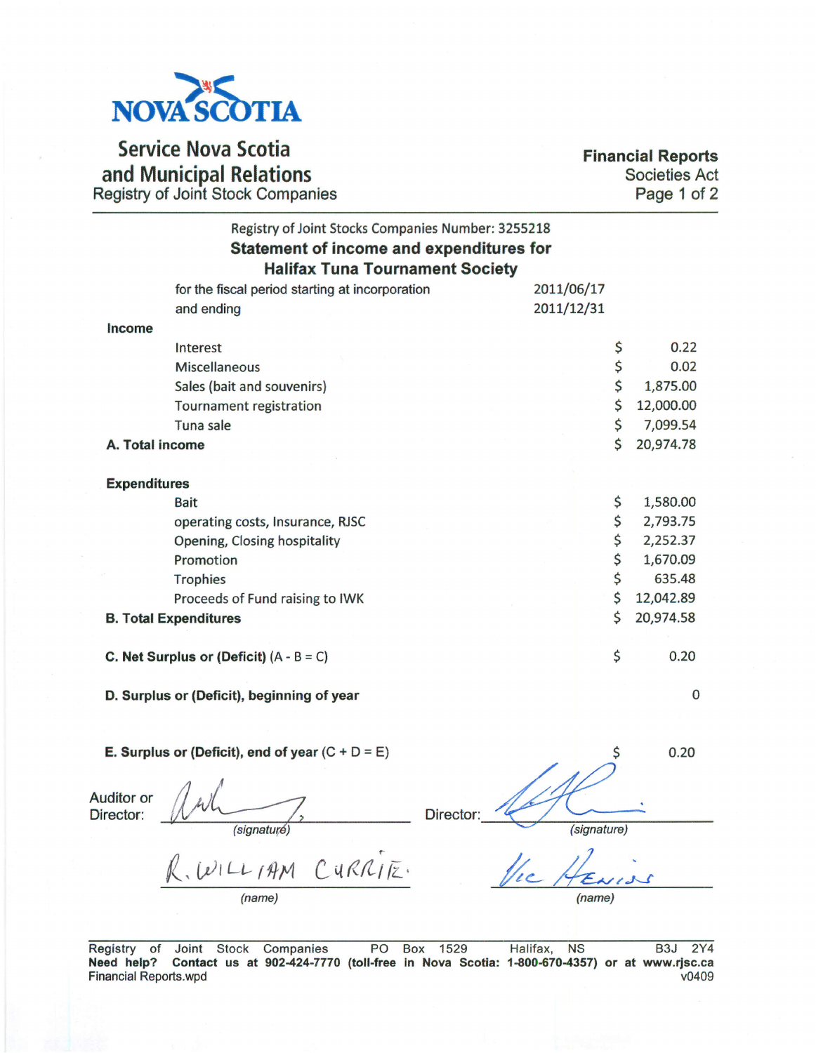NOVA SCOTIA

## Service Nova Scotia and Municipal Relations
Registry of Joint Stock Companies

**Financial Reports**
Societies Act

Registry of Joint Stock Companies Number: 3255218

### Statement of income and expenditures for Halifax Tuna Tournament Society

| | | |
|---|---|---|
| for the fiscal period starting at incorporation | 2011/06/17 | |
| and ending | 2011/12/31 | |
| **Income** | | |
| Interest | | $ 0.22 |
| Miscellaneous | | $ 0.02 |
| Sales (bait and souvenirs) | | $ 1,875.00 |
| Tournament registration | | $ 12,000.00 |
| Tuna sale | | $ 7,099.54 |
| **A. Total income** | | $ 20,974.78 |
| **Expenditures** | | |
| Bait | | $ 1,580.00 |
| operating costs, Insurance, RJSC | | $ 2,793.75 |
| Opening, Closing hospitality | | $ 2,252.37 |
| Promotion | | $ 1,670.09 |
| Trophies | | $ 635.48 |
| Proceeds of Fund raising to IWK | | $ 12,042.89 |
| **B. Total Expenditures** | | $ 20,974.58 |
| **C. Net Surplus or (Deficit)** (A - B = C) | | $ 0.20 |
| **D. Surplus or (Deficit), beginning of year** | | 0 |
| **E. Surplus or (Deficit), end of year** (C + D = E) | | $ 0.20 |

Auditor or Director: ____________________ (signature)

R. WILLIAM CURRIE (name)

Director: ____________________ (signature)

Vic Heniss (name)

Registry of Joint Stock Companies PO Box 1529 Halifax, NS B3J 2Y4
**Need help? Contact us at 902-424-7770 (toll-free in Nova Scotia: 1-800-670-4357) or at www.rjsc.ca**
Financial Reports.wpd v0409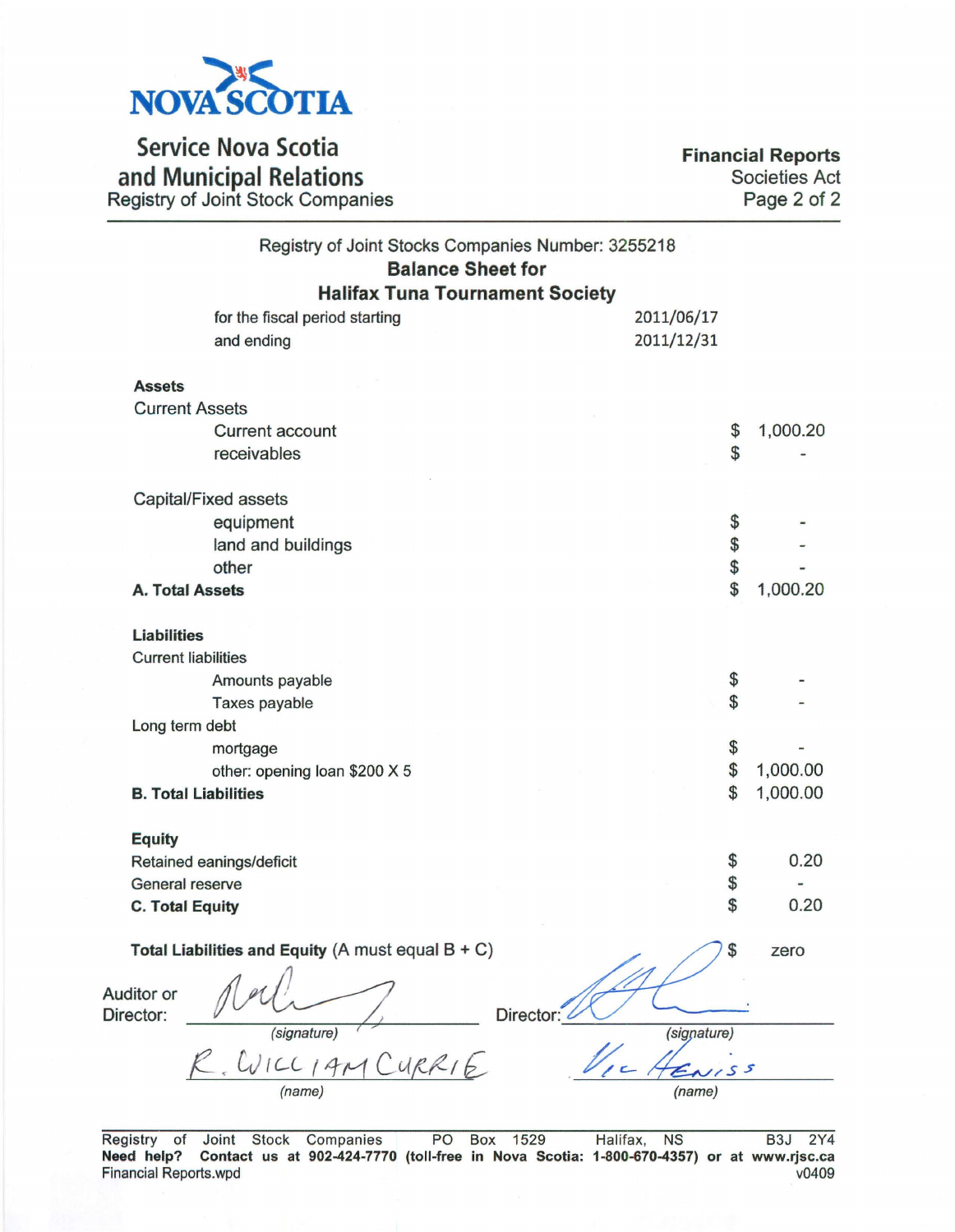**Service Nova Scotia and Municipal Relations**
Registry of Joint Stock Companies

**Financial Reports**
Societies Act

Registry of Joint Stocks Companies Number: 3255218

## Balance Sheet for
## Halifax Tuna Tournament Society

| | |
|---|---|
| for the fiscal period starting | 2011/06/17 |
| and ending | 2011/12/31 |

| | | |
|---|---|---|
| **Assets** | | |
| Current Assets | | |
| Current account | $ | 1,000.20 |
| receivables | $ | - |
| Capital/Fixed assets | | |
| equipment | $ | - |
| land and buildings | $ | - |
| other | $ | - |
| **A. Total Assets** | $ | 1,000.20 |
| **Liabilities** | | |
| Current liabilities | | |
| Amounts payable | $ | - |
| Taxes payable | $ | - |
| Long term debt | | |
| mortgage | $ | - |
| other: opening loan $200 X 5 | $ | 1,000.00 |
| **B. Total Liabilities** | $ | 1,000.00 |
| **Equity** | | |
| Retained eanings/deficit | $ | 0.20 |
| General reserve | $ | - |
| **C. Total Equity** | $ | 0.20 |
| **Total Liabilities and Equity** (A must equal B + C) | $ | zero |

Auditor or Director: _[signature]_ (signature)
R. WILLIAM CURRIE (name)

Director: _[signature]_ (signature)
Vic Heniss (name)

Registry of Joint Stock Companies PO Box 1529 Halifax, NS B3J 2Y4
**Need help? Contact us at 902-424-7770 (toll-free in Nova Scotia: 1-800-670-4357) or at www.rjsc.ca**
Financial Reports.wpd v0409